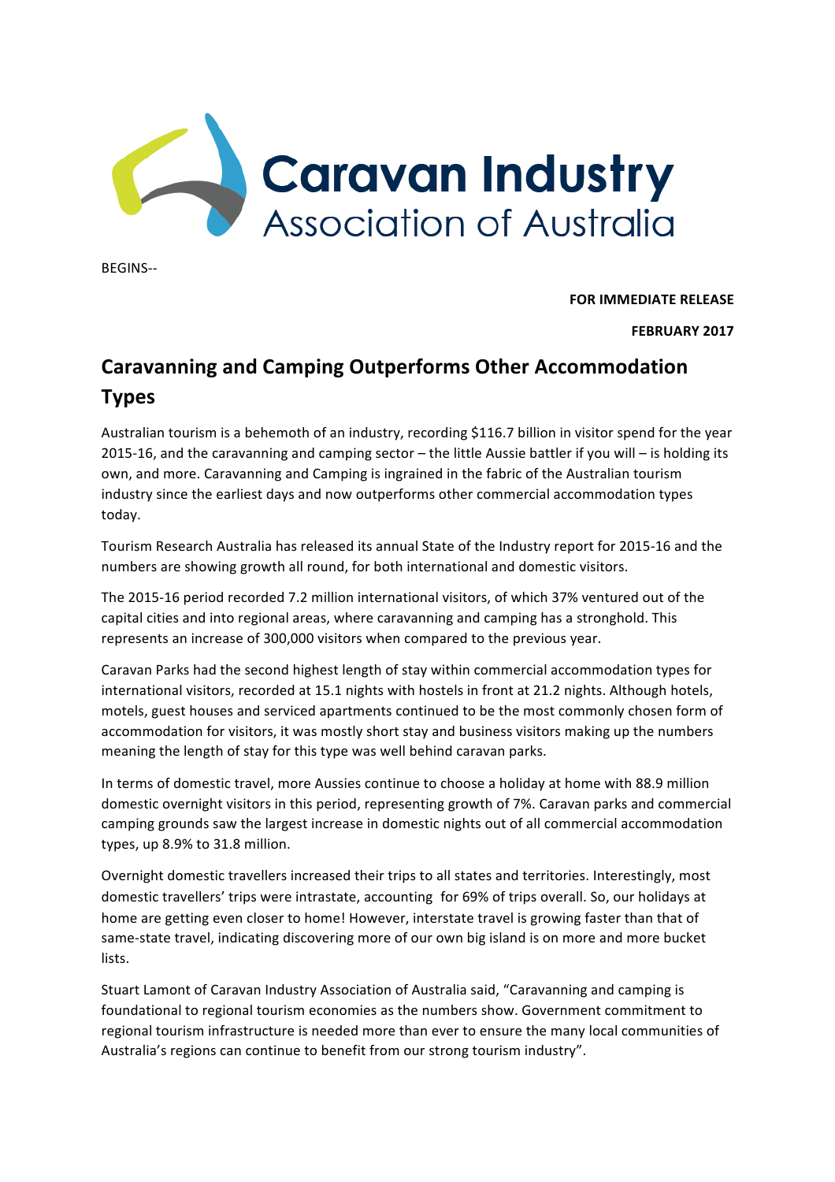Caravan Industry Association of Australia

BEGINS--

**FOR IMMEDIATE RELEASE**

**FEBRUARY 2017**

# Caravanning and Camping Outperforms Other Accommodation Types

Australian tourism is a behemoth of an industry, recording $116.7 billion in visitor spend for the year 2015-16, and the caravanning and camping sector – the little Aussie battler if you will – is holding its own, and more. Caravanning and Camping is ingrained in the fabric of the Australian tourism industry since the earliest days and now outperforms other commercial accommodation types today.

Tourism Research Australia has released its annual State of the Industry report for 2015-16 and the numbers are showing growth all round, for both international and domestic visitors.

The 2015-16 period recorded 7.2 million international visitors, of which 37% ventured out of the capital cities and into regional areas, where caravanning and camping has a stronghold. This represents an increase of 300,000 visitors when compared to the previous year.

Caravan Parks had the second highest length of stay within commercial accommodation types for international visitors, recorded at 15.1 nights with hostels in front at 21.2 nights. Although hotels, motels, guest houses and serviced apartments continued to be the most commonly chosen form of accommodation for visitors, it was mostly short stay and business visitors making up the numbers meaning the length of stay for this type was well behind caravan parks.

In terms of domestic travel, more Aussies continue to choose a holiday at home with 88.9 million domestic overnight visitors in this period, representing growth of 7%. Caravan parks and commercial camping grounds saw the largest increase in domestic nights out of all commercial accommodation types, up 8.9% to 31.8 million.

Overnight domestic travellers increased their trips to all states and territories. Interestingly, most domestic travellers' trips were intrastate, accounting for 69% of trips overall. So, our holidays at home are getting even closer to home! However, interstate travel is growing faster than that of same-state travel, indicating discovering more of our own big island is on more and more bucket lists.

Stuart Lamont of Caravan Industry Association of Australia said, "Caravanning and camping is foundational to regional tourism economies as the numbers show. Government commitment to regional tourism infrastructure is needed more than ever to ensure the many local communities of Australia's regions can continue to benefit from our strong tourism industry".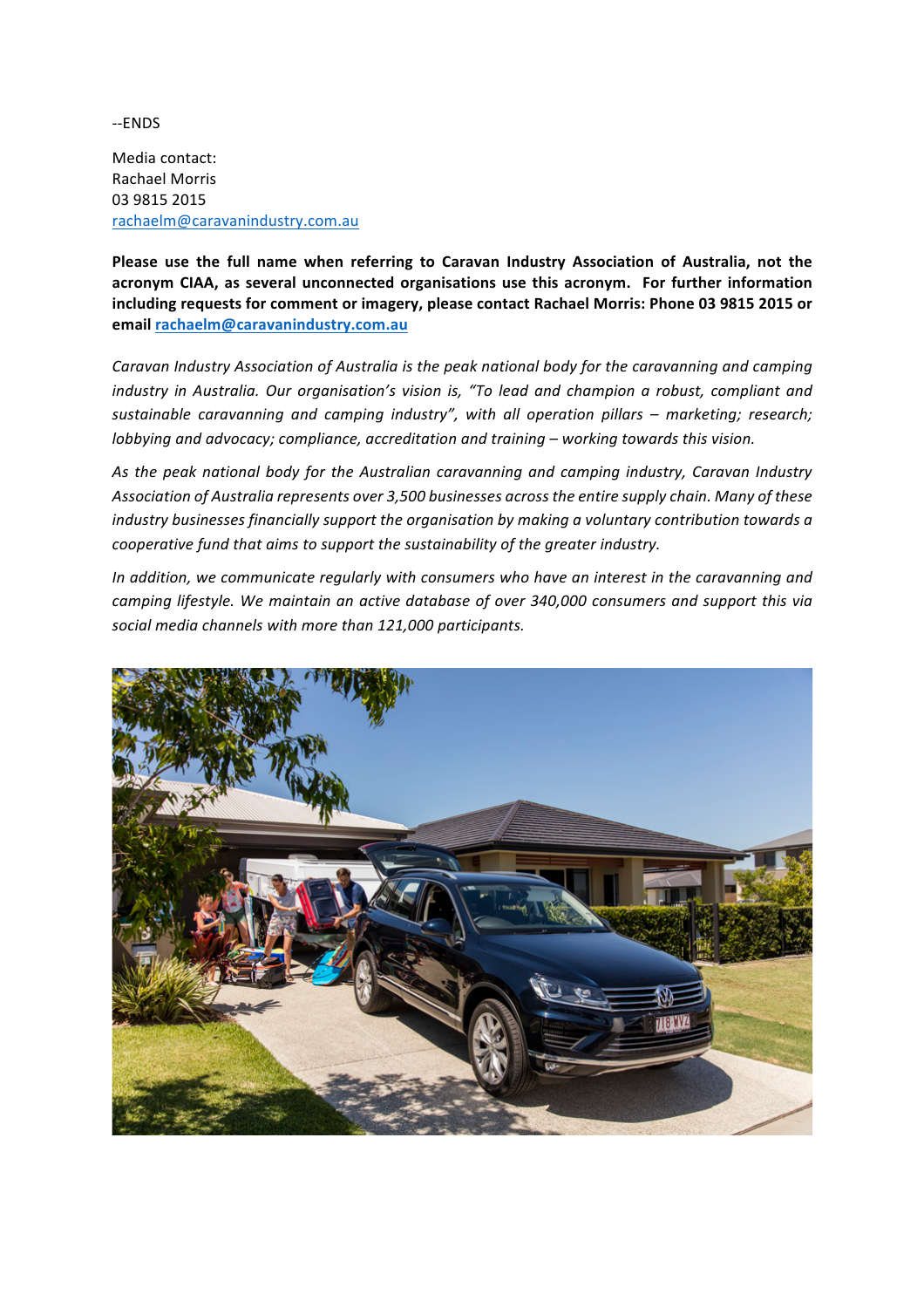--ENDS

Media contact:
Rachael Morris
03 9815 2015
rachaelm@caravanindustry.com.au

**Please use the full name when referring to Caravan Industry Association of Australia, not the acronym CIAA, as several unconnected organisations use this acronym. For further information including requests for comment or imagery, please contact Rachael Morris: Phone 03 9815 2015 or email rachaelm@caravanindustry.com.au**

*Caravan Industry Association of Australia is the peak national body for the caravanning and camping industry in Australia. Our organisation's vision is, "To lead and champion a robust, compliant and sustainable caravanning and camping industry", with all operation pillars – marketing; research; lobbying and advocacy; compliance, accreditation and training – working towards this vision.*

*As the peak national body for the Australian caravanning and camping industry, Caravan Industry Association of Australia represents over 3,500 businesses across the entire supply chain. Many of these industry businesses financially support the organisation by making a voluntary contribution towards a cooperative fund that aims to support the sustainability of the greater industry.*

*In addition, we communicate regularly with consumers who have an interest in the caravanning and camping lifestyle. We maintain an active database of over 340,000 consumers and support this via social media channels with more than 121,000 participants.*